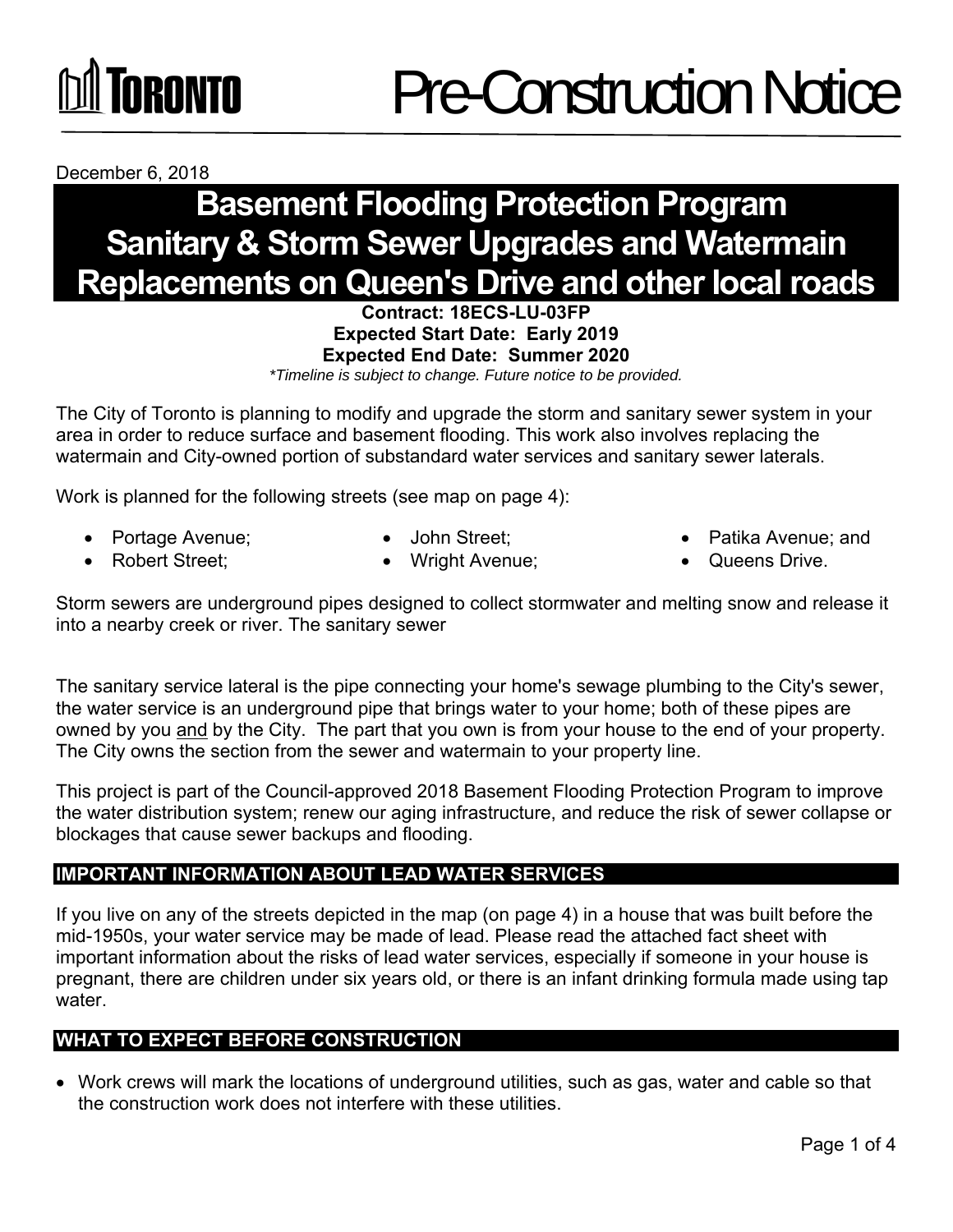TORONTO

# Pre-Construction Notice

December 6, 2018

## Basement Flooding Protection Program Sanitary & Storm Sewer Upgrades and Watermain Replacements on Queen's Drive and other local roads

**Contract: 18ECS-LU-03FP**
**Expected Start Date: Early 2019**
**Expected End Date: Summer 2020**
*\*Timeline is subject to change. Future notice to be provided.*

The City of Toronto is planning to modify and upgrade the storm and sanitary sewer system in your area in order to reduce surface and basement flooding. This work also involves replacing the watermain and City-owned portion of substandard water services and sanitary sewer laterals.

Work is planned for the following streets (see map on page 4):

- Portage Avenue;
- Robert Street;
- John Street;
- Wright Avenue;
- Patika Avenue; and
- Queens Drive.

Storm sewers are underground pipes designed to collect stormwater and melting snow and release it into a nearby creek or river. The sanitary sewer

The sanitary service lateral is the pipe connecting your home's sewage plumbing to the City's sewer, the water service is an underground pipe that brings water to your home; both of these pipes are owned by you <u>and</u> by the City. The part that you own is from your house to the end of your property. The City owns the section from the sewer and watermain to your property line.

This project is part of the Council-approved 2018 Basement Flooding Protection Program to improve the water distribution system; renew our aging infrastructure, and reduce the risk of sewer collapse or blockages that cause sewer backups and flooding.

### IMPORTANT INFORMATION ABOUT LEAD WATER SERVICES

If you live on any of the streets depicted in the map (on page 4) in a house that was built before the mid-1950s, your water service may be made of lead. Please read the attached fact sheet with important information about the risks of lead water services, especially if someone in your house is pregnant, there are children under six years old, or there is an infant drinking formula made using tap water.

### WHAT TO EXPECT BEFORE CONSTRUCTION

- Work crews will mark the locations of underground utilities, such as gas, water and cable so that the construction work does not interfere with these utilities.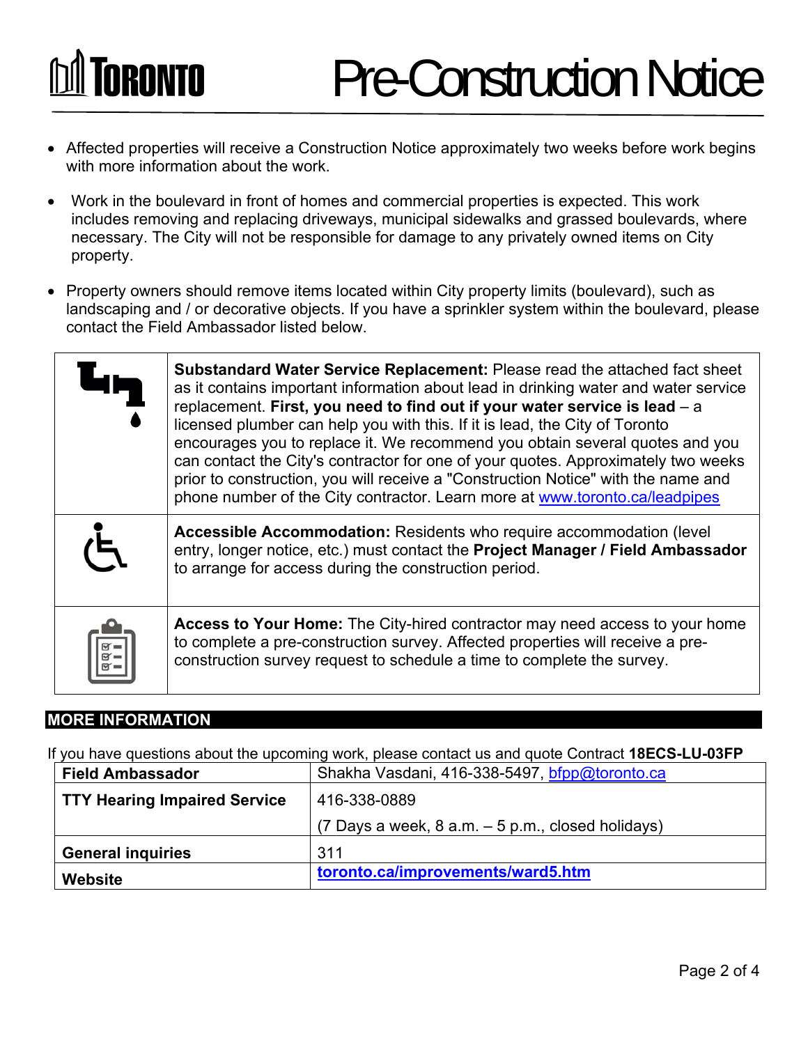# Pre-Construction Notice

- Affected properties will receive a Construction Notice approximately two weeks before work begins with more information about the work.
- Work in the boulevard in front of homes and commercial properties is expected. This work includes removing and replacing driveways, municipal sidewalks and grassed boulevards, where necessary. The City will not be responsible for damage to any privately owned items on City property.
- Property owners should remove items located within City property limits (boulevard), such as landscaping and / or decorative objects. If you have a sprinkler system within the boulevard, please contact the Field Ambassador listed below.

| | |
|---|---|
| | **Substandard Water Service Replacement:** Please read the attached fact sheet as it contains important information about lead in drinking water and water service replacement. **First, you need to find out if your water service is lead** – a licensed plumber can help you with this. If it is lead, the City of Toronto encourages you to replace it. We recommend you obtain several quotes and you can contact the City's contractor for one of your quotes. Approximately two weeks prior to construction, you will receive a "Construction Notice" with the name and phone number of the City contractor. Learn more at www.toronto.ca/leadpipes |
| | **Accessible Accommodation:** Residents who require accommodation (level entry, longer notice, etc.) must contact the **Project Manager / Field Ambassador** to arrange for access during the construction period. |
| | **Access to Your Home:** The City-hired contractor may need access to your home to complete a pre-construction survey. Affected properties will receive a pre-construction survey request to schedule a time to complete the survey. |

## MORE INFORMATION

If you have questions about the upcoming work, please contact us and quote Contract **18ECS-LU-03FP**

| | |
|---|---|
| **Field Ambassador** | Shakha Vasdani, 416-338-5497, bfpp@toronto.ca |
| **TTY Hearing Impaired Service** | 416-338-0889<br>(7 Days a week, 8 a.m. – 5 p.m., closed holidays) |
| **General inquiries** | 311 |
| **Website** | **toronto.ca/improvements/ward5.htm** |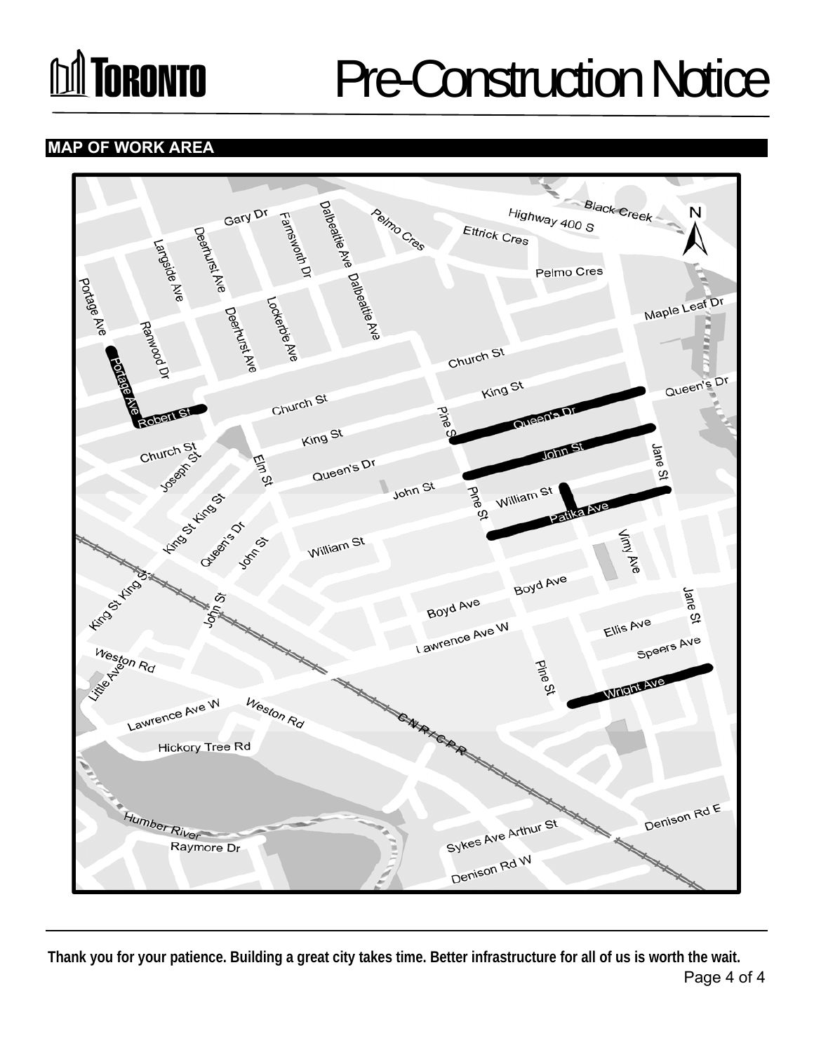# Pre-Construction Notice

## MAP OF WORK AREA

Black Creek
Highway 400 S
Gary Dr
Farnsworth Dr
Dalbeattie Ave
Pelmo Cres
Ettrick Cres
Deerhurst Ave
Langside Ave
Pelmo Cres
Portage Ave
Lockerbie Ave
Dalbeattie Ave
Maple Leaf Dr
Ranwood Dr
Deerhurst Ave
Church St
Portage Ave
King St
Queen's Dr
Robert St
Church St
Pine St
Queen's Dr
King St
Church St
John St
Jane St
Joseph St
Elm St
Queen's Dr
John St
Pine St
William St
Patika Ave
King St King St
Queen's Dr
Vimy Ave
John St
William St
King St King St
Boyd Ave
John St
Boyd Ave
Jane St
Lawrence Ave W
Ellis Ave
Weston Rd
Speers Ave
Little Ave
Pine St
Wright Ave
Lawrence Ave W
Weston Rd
CNR/CPR
Hickory Tree Rd
Humber River
Denison Rd E
Sykes Ave Arthur St
Raymore Dr
Denison Rd W

**Thank you for your patience. Building a great city takes time. Better infrastructure for all of us is worth the wait.**